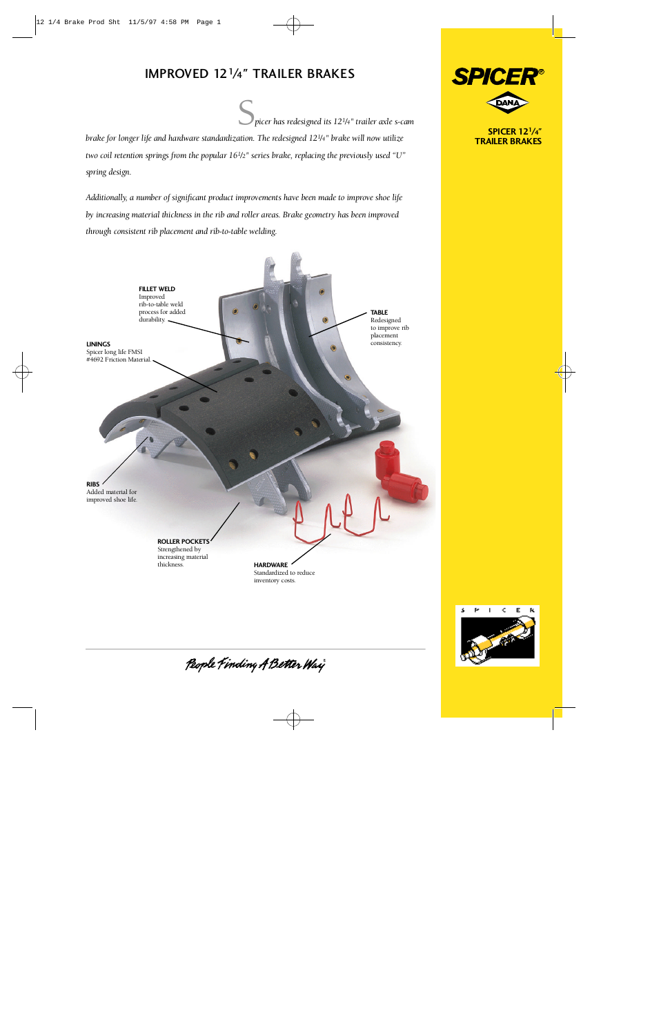# IMPROVED 12¼" TRAILER BRAKES

*Spicer has redesigned its 12¼" trailer axle s-cam brake for longer life and hardware standardization. The redesigned 12¼" brake will now utilize two coil retention springs from the popular 16½" series brake, replacing the previously used "U" spring design.*

*Additionally, a number of significant product improvements have been made to improve shoe life by increasing material thickness in the rib and roller areas. Brake geometry has been improved through consistent rib placement and rib-to-table welding.*

**FILLET WELD**
Improved rib-to-table weld process for added durability.

**TABLE**
Redesigned to improve rib placement consistency.

**LININGS**
Spicer long life FMSI #4692 Friction Material.

**RIBS**
Added material for improved shoe life.

**ROLLER POCKETS**
Strengthened by increasing material thickness.

**HARDWARE**
Standardized to reduce inventory costs.

*People Finding A Better Way*

**SPICER®**

**DANA**

**SPICER 12¼" TRAILER BRAKES**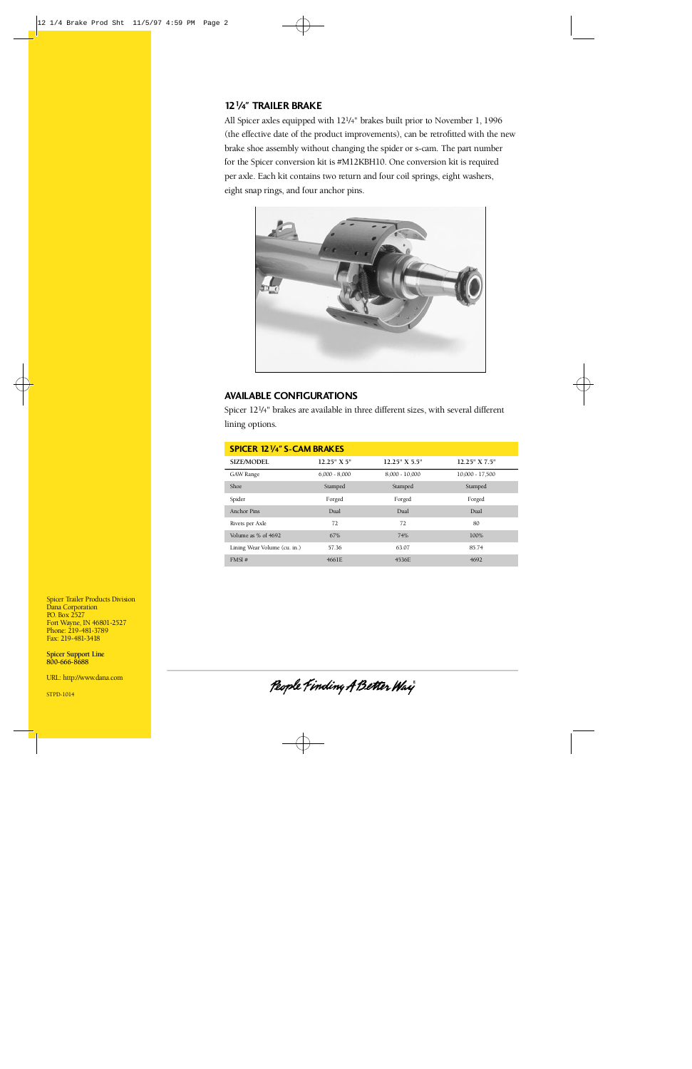## 12 1/4" TRAILER BRAKE

All Spicer axles equipped with 12 1/4" brakes built prior to November 1, 1996 (the effective date of the product improvements), can be retrofitted with the new brake shoe assembly without changing the spider or s-cam. The part number for the Spicer conversion kit is #M12KBH10. One conversion kit is required per axle. Each kit contains two return and four coil springs, eight washers, eight snap rings, and four anchor pins.

## AVAILABLE CONFIGURATIONS

Spicer 12 1/4" brakes are available in three different sizes, with several different lining options.

**SPICER 12 1/4" S-CAM BRAKES**

| SIZE/MODEL | 12.25" X 5" | 12.25" X 5.5" | 12.25" X 7.5" |
|---|---|---|---|
| GAW Range | 6,000 - 8,000 | 8,000 - 10,000 | 10,000 - 17,500 |
| Shoe | Stamped | Stamped | Stamped |
| Spider | Forged | Forged | Forged |
| Anchor Pins | Dual | Dual | Dual |
| Rivets per Axle | 72 | 72 | 80 |
| Volume as % of 4692 | 67% | 74% | 100% |
| Lining Wear Volume (cu. in.) | 57.36 | 63.07 | 85.74 |
| FMSI # | 4661E | 4536E | 4692 |

Spicer Trailer Products Division
Dana Corporation
P.O. Box 2527
Fort Wayne, IN 46801-2527
Phone: 219-481-3789
Fax: 219-481-3418

**Spicer Support Line**
**800-666-8688**

URL: http://www.dana.com

STPD-1014

*People Finding A Better Way*